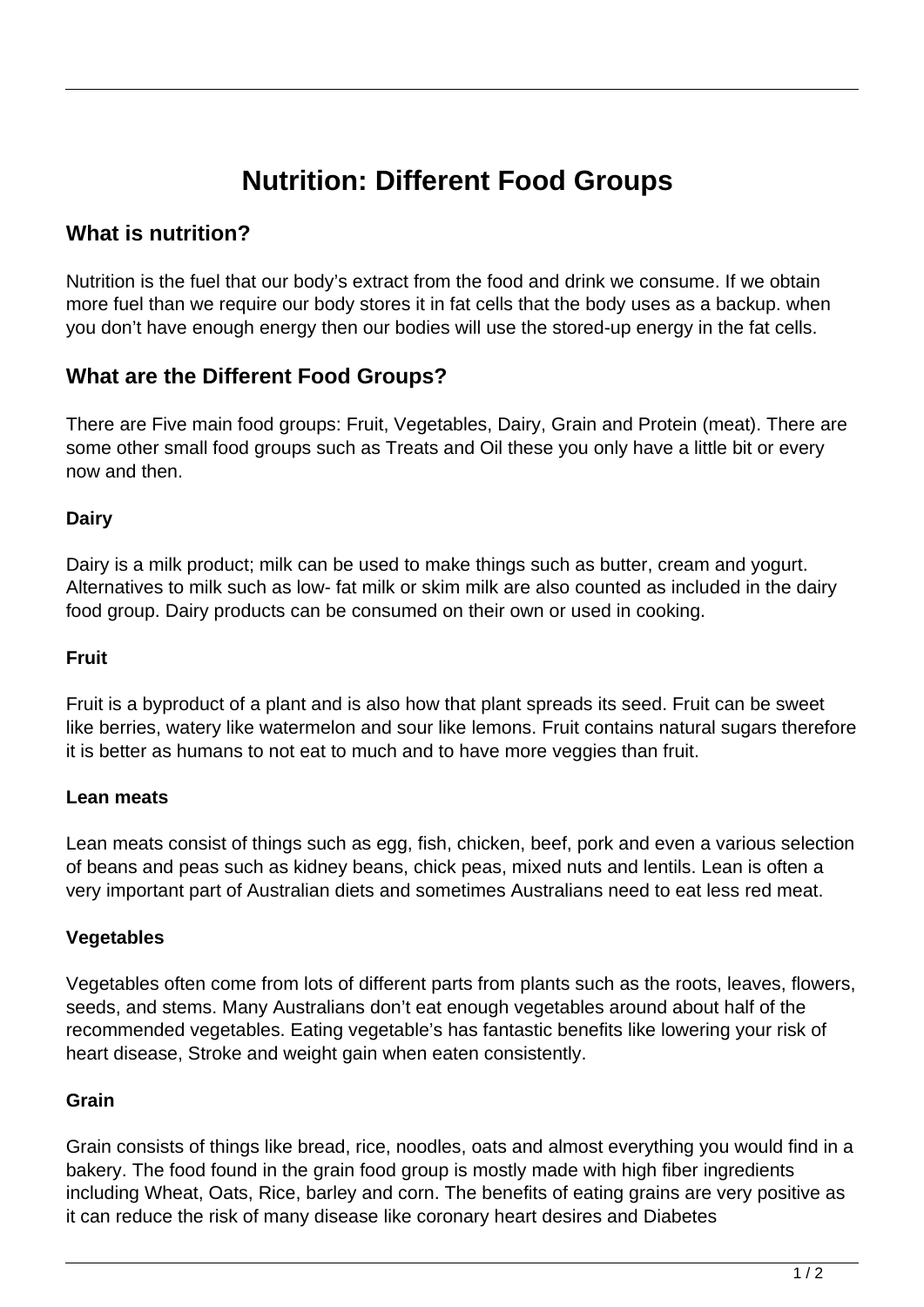# Nutrition: Different Food Groups

## What is nutrition?

Nutrition is the fuel that our body's extract from the food and drink we consume. If we obtain more fuel than we require our body stores it in fat cells that the body uses as a backup. when you don't have enough energy then our bodies will use the stored-up energy in the fat cells.

## What are the Different Food Groups?

There are Five main food groups: Fruit, Vegetables, Dairy, Grain and Protein (meat). There are some other small food groups such as Treats and Oil these you only have a little bit or every now and then.

### Dairy

Dairy is a milk product; milk can be used to make things such as butter, cream and yogurt. Alternatives to milk such as low- fat milk or skim milk are also counted as included in the dairy food group. Dairy products can be consumed on their own or used in cooking.

### Fruit

Fruit is a byproduct of a plant and is also how that plant spreads its seed. Fruit can be sweet like berries, watery like watermelon and sour like lemons. Fruit contains natural sugars therefore it is better as humans to not eat to much and to have more veggies than fruit.

### Lean meats

Lean meats consist of things such as egg, fish, chicken, beef, pork and even a various selection of beans and peas such as kidney beans, chick peas, mixed nuts and lentils. Lean is often a very important part of Australian diets and sometimes Australians need to eat less red meat.

### Vegetables

Vegetables often come from lots of different parts from plants such as the roots, leaves, flowers, seeds, and stems. Many Australians don't eat enough vegetables around about half of the recommended vegetables. Eating vegetable's has fantastic benefits like lowering your risk of heart disease, Stroke and weight gain when eaten consistently.

### Grain

Grain consists of things like bread, rice, noodles, oats and almost everything you would find in a bakery. The food found in the grain food group is mostly made with high fiber ingredients including Wheat, Oats, Rice, barley and corn. The benefits of eating grains are very positive as it can reduce the risk of many disease like coronary heart desires and Diabetes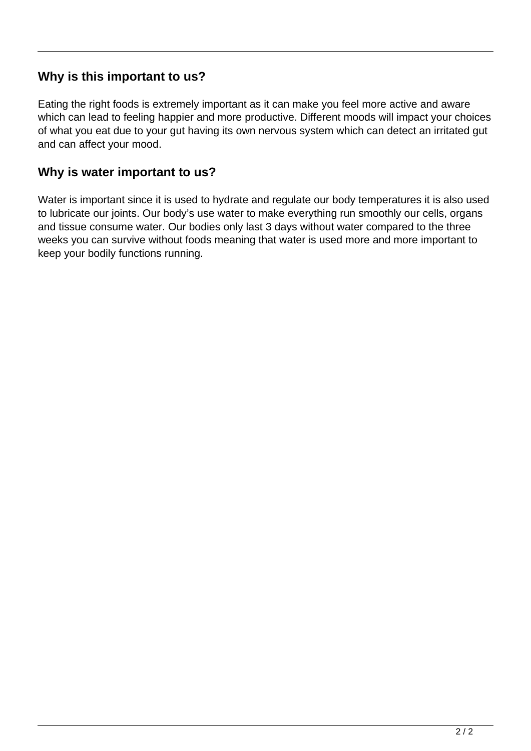## Why is this important to us?

Eating the right foods is extremely important as it can make you feel more active and aware which can lead to feeling happier and more productive. Different moods will impact your choices of what you eat due to your gut having its own nervous system which can detect an irritated gut and can affect your mood.

## Why is water important to us?

Water is important since it is used to hydrate and regulate our body temperatures it is also used to lubricate our joints. Our body's use water to make everything run smoothly our cells, organs and tissue consume water. Our bodies only last 3 days without water compared to the three weeks you can survive without foods meaning that water is used more and more important to keep your bodily functions running.